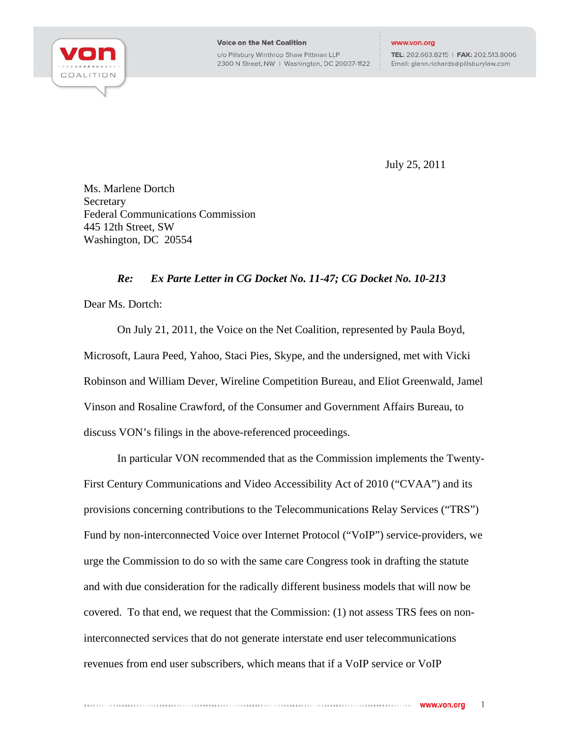Voice on the Net Coalition
c/o Pillsbury Winthrop Shaw Pittman LLP
2300 N Street, NW | Washington, DC 20037-1122

www.von.org
TEL: 202.663.8215 | FAX: 202.513.8006
Email: glenn.richards@pillsburylaw.com

July 25, 2011

Ms. Marlene Dortch
Secretary
Federal Communications Commission
445 12th Street, SW
Washington, DC 20554

***Re: Ex Parte Letter in CG Docket No. 11-47; CG Docket No. 10-213***

Dear Ms. Dortch:

On July 21, 2011, the Voice on the Net Coalition, represented by Paula Boyd, Microsoft, Laura Peed, Yahoo, Staci Pies, Skype, and the undersigned, met with Vicki Robinson and William Dever, Wireline Competition Bureau, and Eliot Greenwald, Jamel Vinson and Rosaline Crawford, of the Consumer and Government Affairs Bureau, to discuss VON's filings in the above-referenced proceedings.

In particular VON recommended that as the Commission implements the Twenty-First Century Communications and Video Accessibility Act of 2010 ("CVAA") and its provisions concerning contributions to the Telecommunications Relay Services ("TRS") Fund by non-interconnected Voice over Internet Protocol ("VoIP") service-providers, we urge the Commission to do so with the same care Congress took in drafting the statute and with due consideration for the radically different business models that will now be covered. To that end, we request that the Commission: (1) not assess TRS fees on non-interconnected services that do not generate interstate end user telecommunications revenues from end user subscribers, which means that if a VoIP service or VoIP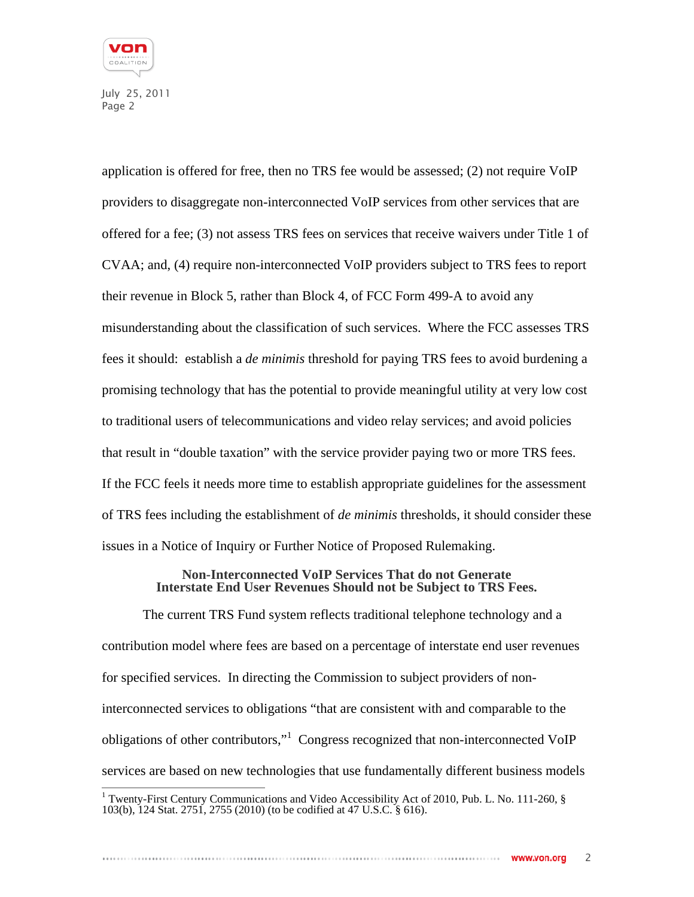application is offered for free, then no TRS fee would be assessed; (2) not require VoIP providers to disaggregate non-interconnected VoIP services from other services that are offered for a fee; (3) not assess TRS fees on services that receive waivers under Title 1 of CVAA; and, (4) require non-interconnected VoIP providers subject to TRS fees to report their revenue in Block 5, rather than Block 4, of FCC Form 499-A to avoid any misunderstanding about the classification of such services. Where the FCC assesses TRS fees it should: establish a *de minimis* threshold for paying TRS fees to avoid burdening a promising technology that has the potential to provide meaningful utility at very low cost to traditional users of telecommunications and video relay services; and avoid policies that result in "double taxation" with the service provider paying two or more TRS fees. If the FCC feels it needs more time to establish appropriate guidelines for the assessment of TRS fees including the establishment of *de minimis* thresholds, it should consider these issues in a Notice of Inquiry or Further Notice of Proposed Rulemaking.

**Non-Interconnected VoIP Services That do not Generate Interstate End User Revenues Should not be Subject to TRS Fees.**

The current TRS Fund system reflects traditional telephone technology and a contribution model where fees are based on a percentage of interstate end user revenues for specified services. In directing the Commission to subject providers of non-interconnected services to obligations "that are consistent with and comparable to the obligations of other contributors,"[1] Congress recognized that non-interconnected VoIP services are based on new technologies that use fundamentally different business models

[1] Twenty-First Century Communications and Video Accessibility Act of 2010, Pub. L. No. 111-260, § 103(b), 124 Stat. 2751, 2755 (2010) (to be codified at 47 U.S.C. § 616).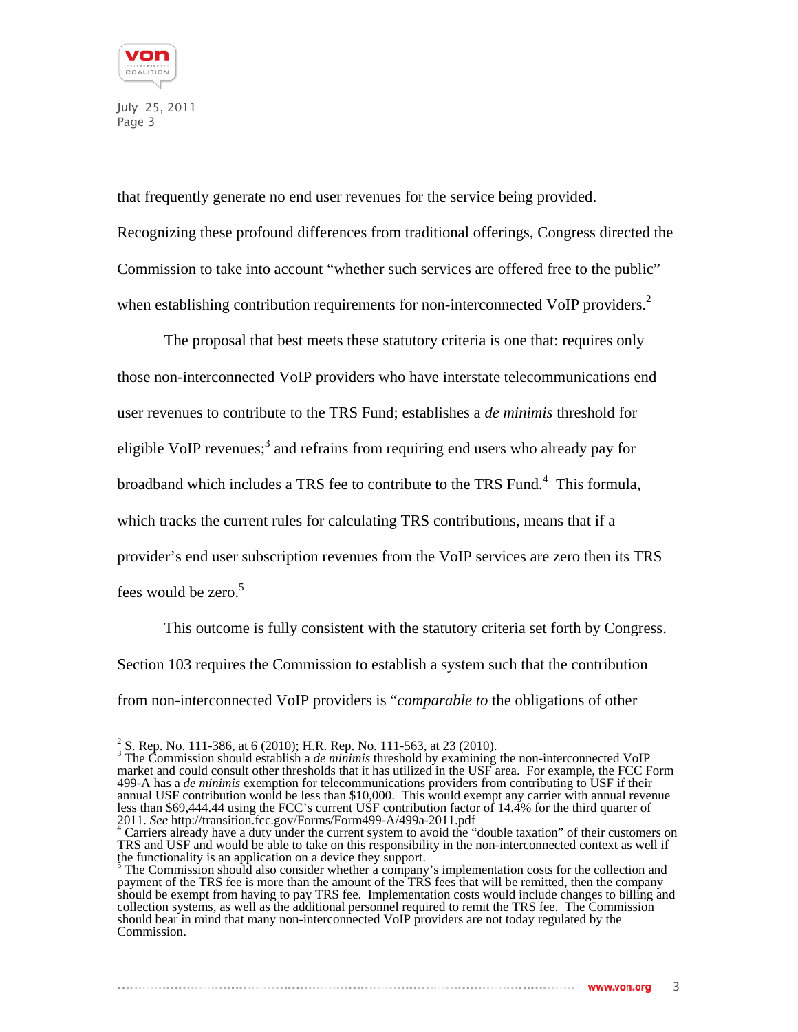that frequently generate no end user revenues for the service being provided. Recognizing these profound differences from traditional offerings, Congress directed the Commission to take into account "whether such services are offered free to the public" when establishing contribution requirements for non-interconnected VoIP providers.[2]

The proposal that best meets these statutory criteria is one that: requires only those non-interconnected VoIP providers who have interstate telecommunications end user revenues to contribute to the TRS Fund; establishes a *de minimis* threshold for eligible VoIP revenues;[3] and refrains from requiring end users who already pay for broadband which includes a TRS fee to contribute to the TRS Fund.[4] This formula, which tracks the current rules for calculating TRS contributions, means that if a provider's end user subscription revenues from the VoIP services are zero then its TRS fees would be zero.[5]

This outcome is fully consistent with the statutory criteria set forth by Congress. Section 103 requires the Commission to establish a system such that the contribution from non-interconnected VoIP providers is "*comparable to* the obligations of other

---

[2] S. Rep. No. 111-386, at 6 (2010); H.R. Rep. No. 111-563, at 23 (2010).

[3] The Commission should establish a *de minimis* threshold by examining the non-interconnected VoIP market and could consult other thresholds that it has utilized in the USF area. For example, the FCC Form 499-A has a *de minimis* exemption for telecommunications providers from contributing to USF if their annual USF contribution would be less than $10,000. This would exempt any carrier with annual revenue less than $69,444.44 using the FCC's current USF contribution factor of 14.4% for the third quarter of 2011. *See* http://transition.fcc.gov/Forms/Form499-A/499a-2011.pdf

[4] Carriers already have a duty under the current system to avoid the "double taxation" of their customers on TRS and USF and would be able to take on this responsibility in the non-interconnected context as well if the functionality is an application on a device they support.

[5] The Commission should also consider whether a company's implementation costs for the collection and payment of the TRS fee is more than the amount of the TRS fees that will be remitted, then the company should be exempt from having to pay TRS fee. Implementation costs would include changes to billing and collection systems, as well as the additional personnel required to remit the TRS fee. The Commission should bear in mind that many non-interconnected VoIP providers are not today regulated by the Commission.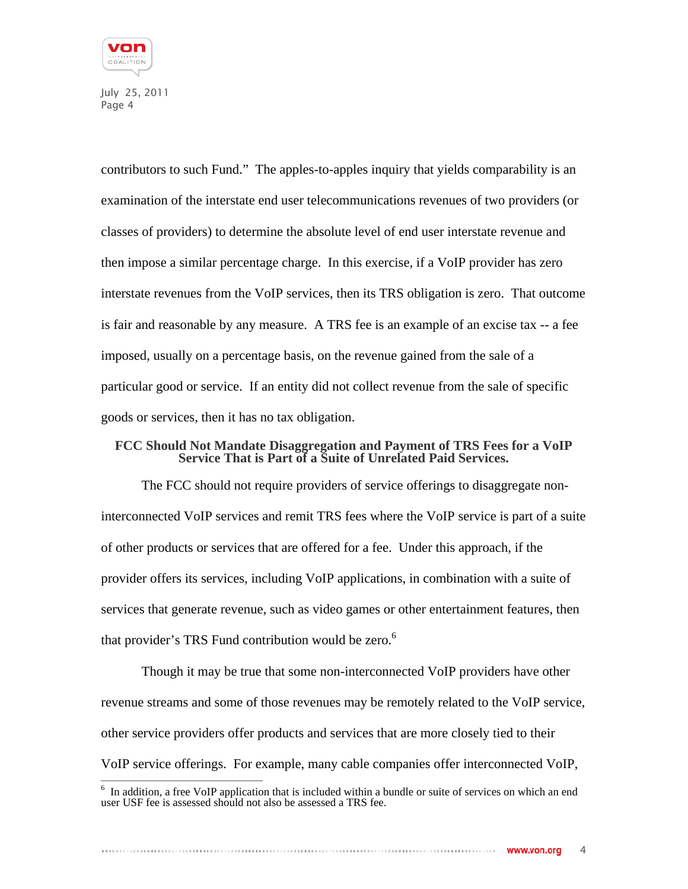contributors to such Fund." The apples-to-apples inquiry that yields comparability is an examination of the interstate end user telecommunications revenues of two providers (or classes of providers) to determine the absolute level of end user interstate revenue and then impose a similar percentage charge. In this exercise, if a VoIP provider has zero interstate revenues from the VoIP services, then its TRS obligation is zero. That outcome is fair and reasonable by any measure. A TRS fee is an example of an excise tax -- a fee imposed, usually on a percentage basis, on the revenue gained from the sale of a particular good or service. If an entity did not collect revenue from the sale of specific goods or services, then it has no tax obligation.

**FCC Should Not Mandate Disaggregation and Payment of TRS Fees for a VoIP Service That is Part of a Suite of Unrelated Paid Services.**

The FCC should not require providers of service offerings to disaggregate non-interconnected VoIP services and remit TRS fees where the VoIP service is part of a suite of other products or services that are offered for a fee. Under this approach, if the provider offers its services, including VoIP applications, in combination with a suite of services that generate revenue, such as video games or other entertainment features, then that provider's TRS Fund contribution would be zero.[6]

Though it may be true that some non-interconnected VoIP providers have other revenue streams and some of those revenues may be remotely related to the VoIP service, other service providers offer products and services that are more closely tied to their VoIP service offerings. For example, many cable companies offer interconnected VoIP,

[6] In addition, a free VoIP application that is included within a bundle or suite of services on which an end user USF fee is assessed should not also be assessed a TRS fee.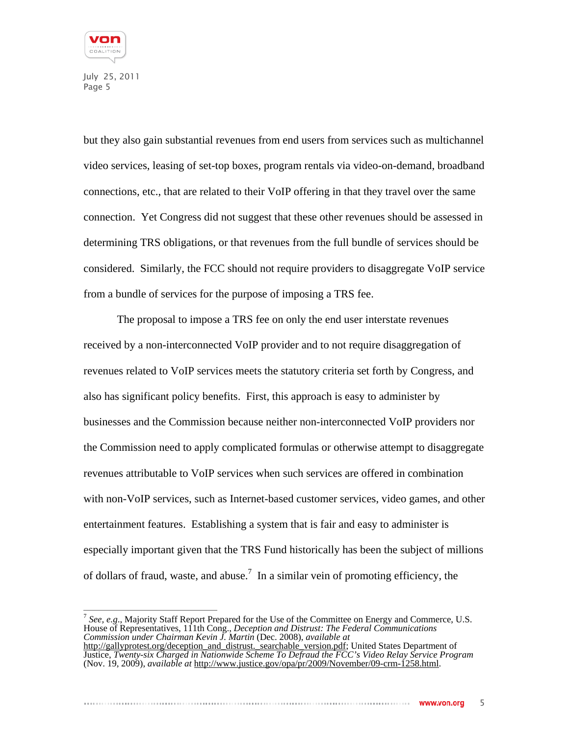but they also gain substantial revenues from end users from services such as multichannel video services, leasing of set-top boxes, program rentals via video-on-demand, broadband connections, etc., that are related to their VoIP offering in that they travel over the same connection. Yet Congress did not suggest that these other revenues should be assessed in determining TRS obligations, or that revenues from the full bundle of services should be considered. Similarly, the FCC should not require providers to disaggregate VoIP service from a bundle of services for the purpose of imposing a TRS fee.

The proposal to impose a TRS fee on only the end user interstate revenues received by a non-interconnected VoIP provider and to not require disaggregation of revenues related to VoIP services meets the statutory criteria set forth by Congress, and also has significant policy benefits. First, this approach is easy to administer by businesses and the Commission because neither non-interconnected VoIP providers nor the Commission need to apply complicated formulas or otherwise attempt to disaggregate revenues attributable to VoIP services when such services are offered in combination with non-VoIP services, such as Internet-based customer services, video games, and other entertainment features. Establishing a system that is fair and easy to administer is especially important given that the TRS Fund historically has been the subject of millions of dollars of fraud, waste, and abuse.[7] In a similar vein of promoting efficiency, the

---

[7] *See, e.g.*, Majority Staff Report Prepared for the Use of the Committee on Energy and Commerce, U.S. House of Representatives, 111th Cong., *Deception and Distrust: The Federal Communications Commission under Chairman Kevin J. Martin* (Dec. 2008), *available at* http://gallyprotest.org/deception_and_distrust._searchable_version.pdf; United States Department of Justice, *Twenty-six Charged in Nationwide Scheme To Defraud the FCC's Video Relay Service Program* (Nov. 19, 2009), *available at* http://www.justice.gov/opa/pr/2009/November/09-crm-1258.html.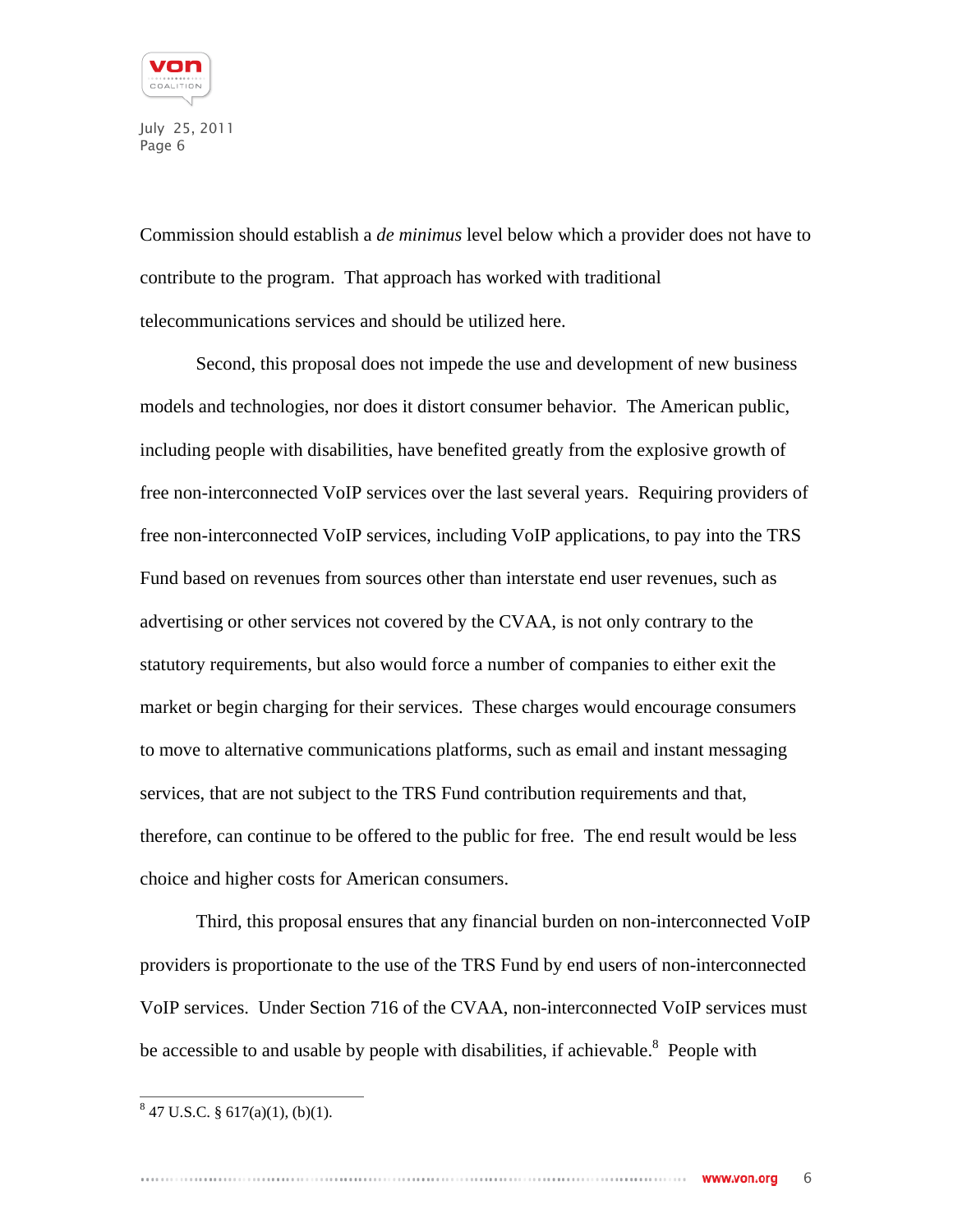Commission should establish a *de minimus* level below which a provider does not have to contribute to the program. That approach has worked with traditional telecommunications services and should be utilized here.

Second, this proposal does not impede the use and development of new business models and technologies, nor does it distort consumer behavior. The American public, including people with disabilities, have benefited greatly from the explosive growth of free non-interconnected VoIP services over the last several years. Requiring providers of free non-interconnected VoIP services, including VoIP applications, to pay into the TRS Fund based on revenues from sources other than interstate end user revenues, such as advertising or other services not covered by the CVAA, is not only contrary to the statutory requirements, but also would force a number of companies to either exit the market or begin charging for their services. These charges would encourage consumers to move to alternative communications platforms, such as email and instant messaging services, that are not subject to the TRS Fund contribution requirements and that, therefore, can continue to be offered to the public for free. The end result would be less choice and higher costs for American consumers.

Third, this proposal ensures that any financial burden on non-interconnected VoIP providers is proportionate to the use of the TRS Fund by end users of non-interconnected VoIP services. Under Section 716 of the CVAA, non-interconnected VoIP services must be accessible to and usable by people with disabilities, if achievable.[8] People with

[8] 47 U.S.C. § 617(a)(1), (b)(1).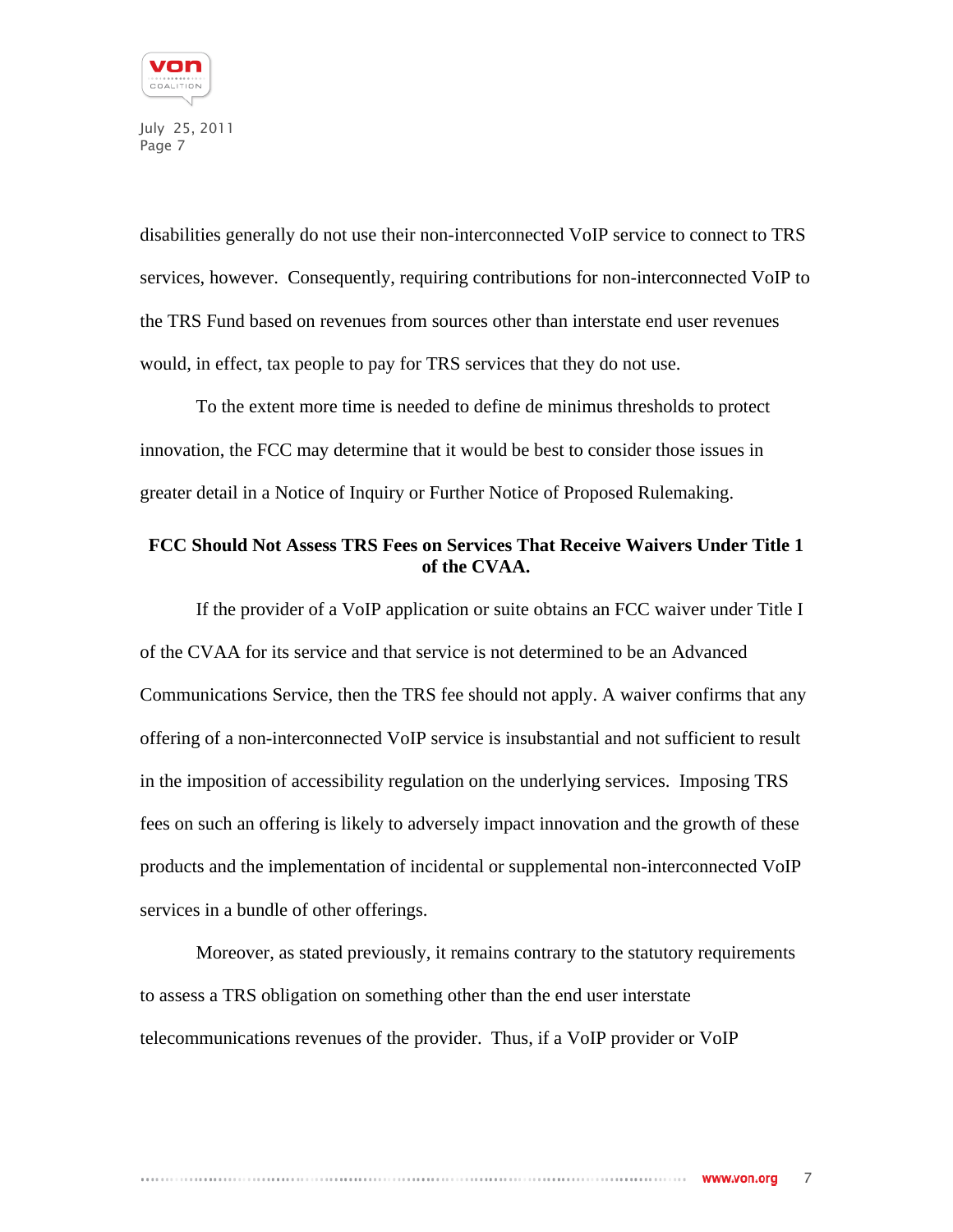disabilities generally do not use their non-interconnected VoIP service to connect to TRS services, however. Consequently, requiring contributions for non-interconnected VoIP to the TRS Fund based on revenues from sources other than interstate end user revenues would, in effect, tax people to pay for TRS services that they do not use.

To the extent more time is needed to define de minimus thresholds to protect innovation, the FCC may determine that it would be best to consider those issues in greater detail in a Notice of Inquiry or Further Notice of Proposed Rulemaking.

**FCC Should Not Assess TRS Fees on Services That Receive Waivers Under Title 1 of the CVAA.**

If the provider of a VoIP application or suite obtains an FCC waiver under Title I of the CVAA for its service and that service is not determined to be an Advanced Communications Service, then the TRS fee should not apply. A waiver confirms that any offering of a non-interconnected VoIP service is insubstantial and not sufficient to result in the imposition of accessibility regulation on the underlying services. Imposing TRS fees on such an offering is likely to adversely impact innovation and the growth of these products and the implementation of incidental or supplemental non-interconnected VoIP services in a bundle of other offerings.

Moreover, as stated previously, it remains contrary to the statutory requirements to assess a TRS obligation on something other than the end user interstate telecommunications revenues of the provider. Thus, if a VoIP provider or VoIP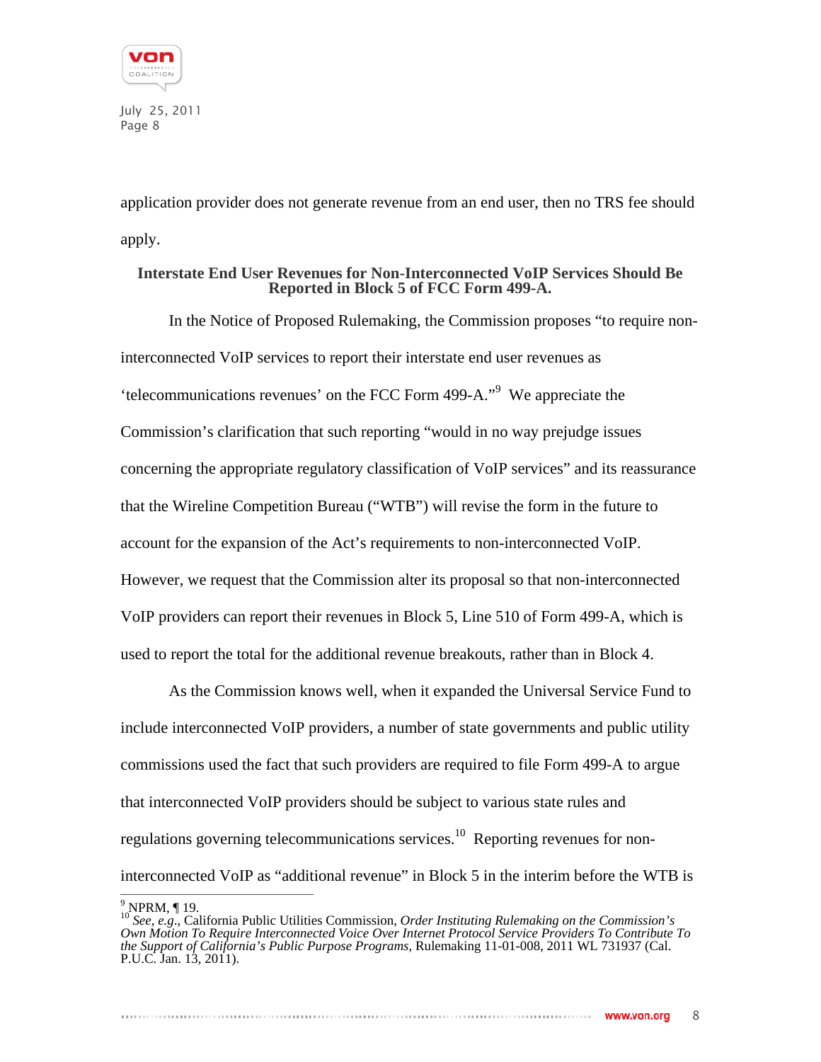application provider does not generate revenue from an end user, then no TRS fee should apply.

**Interstate End User Revenues for Non-Interconnected VoIP Services Should Be Reported in Block 5 of FCC Form 499-A.**

In the Notice of Proposed Rulemaking, the Commission proposes "to require non-interconnected VoIP services to report their interstate end user revenues as 'telecommunications revenues' on the FCC Form 499-A."[9] We appreciate the Commission's clarification that such reporting "would in no way prejudge issues concerning the appropriate regulatory classification of VoIP services" and its reassurance that the Wireline Competition Bureau ("WTB") will revise the form in the future to account for the expansion of the Act's requirements to non-interconnected VoIP. However, we request that the Commission alter its proposal so that non-interconnected VoIP providers can report their revenues in Block 5, Line 510 of Form 499-A, which is used to report the total for the additional revenue breakouts, rather than in Block 4.

As the Commission knows well, when it expanded the Universal Service Fund to include interconnected VoIP providers, a number of state governments and public utility commissions used the fact that such providers are required to file Form 499-A to argue that interconnected VoIP providers should be subject to various state rules and regulations governing telecommunications services.[10] Reporting revenues for non-interconnected VoIP as "additional revenue" in Block 5 in the interim before the WTB is

---

[9] NPRM, ¶ 19.

[10] *See, e.g.*, California Public Utilities Commission, *Order Instituting Rulemaking on the Commission's Own Motion To Require Interconnected Voice Over Internet Protocol Service Providers To Contribute To the Support of California's Public Purpose Programs*, Rulemaking 11-01-008, 2011 WL 731937 (Cal. P.U.C. Jan. 13, 2011).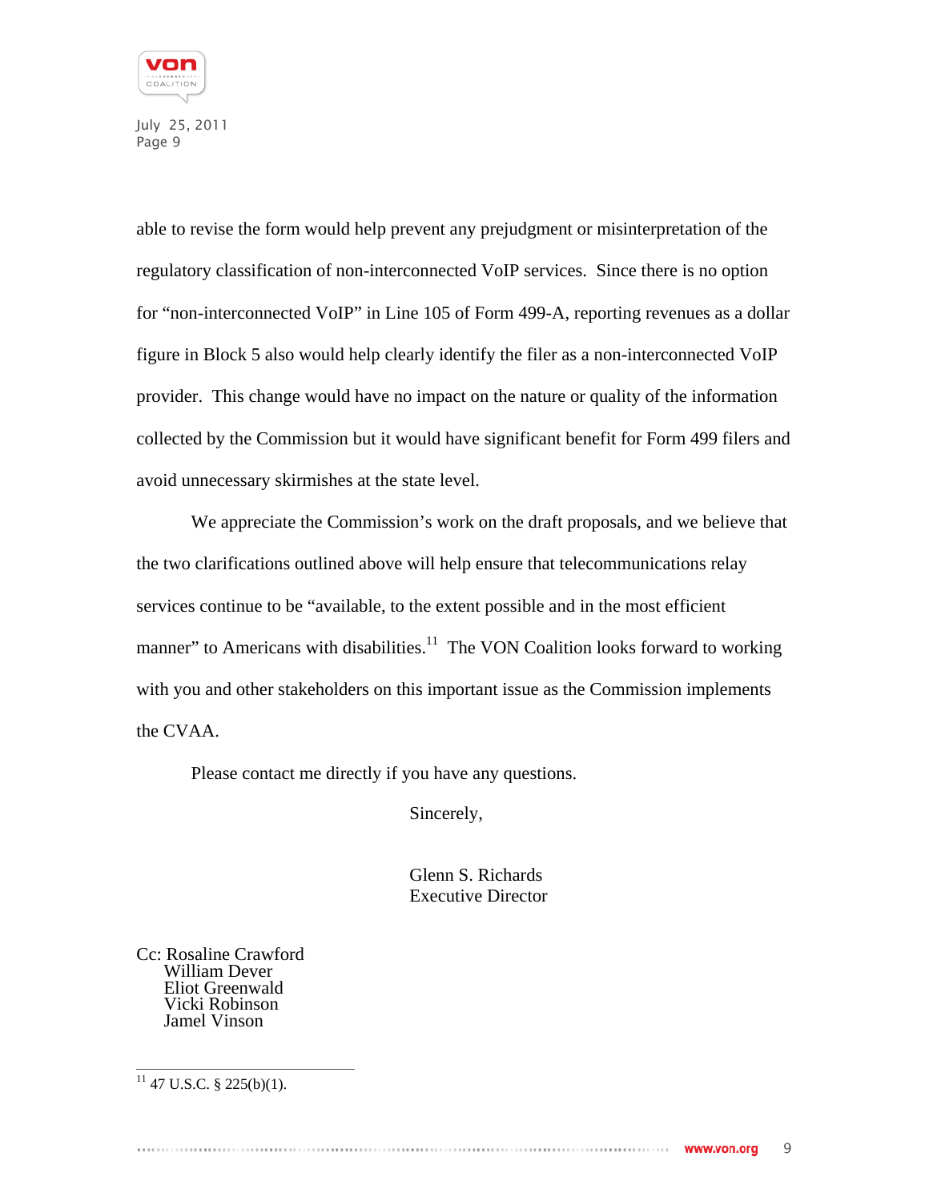able to revise the form would help prevent any prejudgment or misinterpretation of the regulatory classification of non-interconnected VoIP services. Since there is no option for "non-interconnected VoIP" in Line 105 of Form 499-A, reporting revenues as a dollar figure in Block 5 also would help clearly identify the filer as a non-interconnected VoIP provider. This change would have no impact on the nature or quality of the information collected by the Commission but it would have significant benefit for Form 499 filers and avoid unnecessary skirmishes at the state level.

We appreciate the Commission's work on the draft proposals, and we believe that the two clarifications outlined above will help ensure that telecommunications relay services continue to be "available, to the extent possible and in the most efficient manner" to Americans with disabilities.[11] The VON Coalition looks forward to working with you and other stakeholders on this important issue as the Commission implements the CVAA.

Please contact me directly if you have any questions.

Sincerely,

Glenn S. Richards
Executive Director

Cc: Rosaline Crawford
William Dever
Eliot Greenwald
Vicki Robinson
Jamel Vinson

[11] 47 U.S.C. § 225(b)(1).